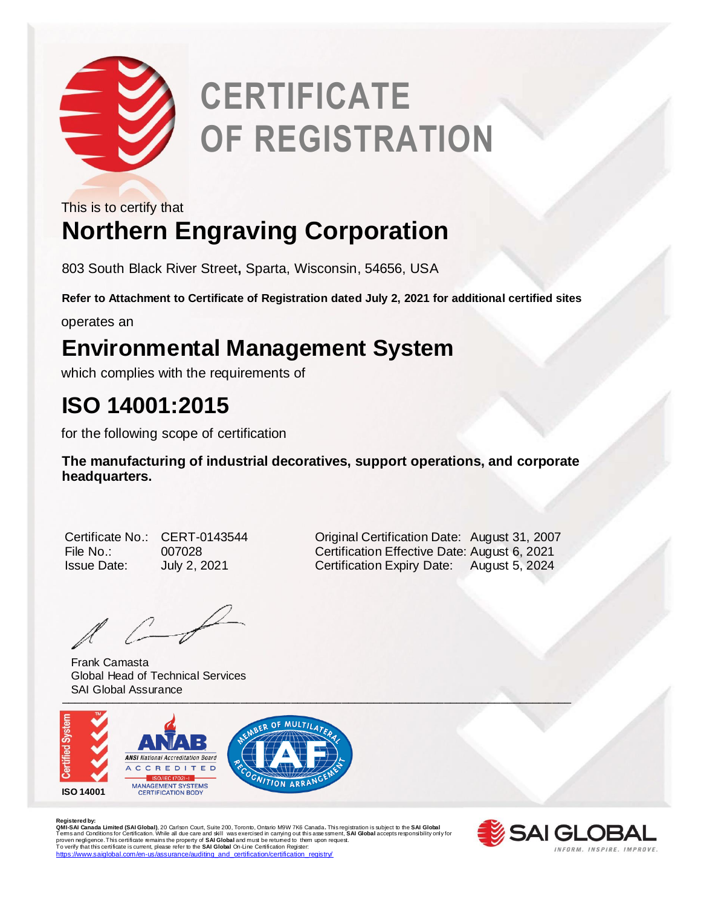# CERTIFICATE OF REGISTRATION

This is to certify that

## Northern Engraving Corporation

803 South Black River Street, Sparta, Wisconsin, 54656, USA

**Refer to Attachment to Certificate of Registration dated July 2, 2021 for additional certified sites**

operates an

## Environmental Management System

which complies with the requirements of

## ISO 14001:2015

for the following scope of certification

**The manufacturing of industrial decoratives, support operations, and corporate headquarters.**

| | | | |
|---|---|---|---|
| Certificate No.: | CERT-0143544 | Original Certification Date: | August 31, 2007 |
| File No.: | 007028 | Certification Effective Date: | August 6, 2021 |
| Issue Date: | July 2, 2021 | Certification Expiry Date: | August 5, 2024 |

Frank Camasta
Global Head of Technical Services
SAI Global Assurance

Certified System ISO 14001

ANAB ANSI National Accreditation Board ACCREDITED ISO/IEC 17021-1 MANAGEMENT SYSTEMS CERTIFICATION BODY

MEMBER OF MULTILATERAL RECOGNITION ARRANGEMENT IAF

**Registered by:**
**QMI-SAI Canada Limited (SAI Global)**, 20 Carlson Court, Suite 200, Toronto, Ontario M9W 7K6 Canada. This registration is subject to the **SAI Global** Terms and Conditions for Certification. While all due care and skill was exercised in carrying out this assessment, **SAI Global** accepts responsibility only for proven negligence. This certificate remains the property of **SAI Global** and must be returned to them upon request.
To verify that this certificate is current, please refer to the **SAI Global** On-Line Certification Register:
https://www.saiglobal.com/en-us/assurance/auditing_and_certification/certification_registry/

SAI GLOBAL INFORM. INSPIRE. IMPROVE.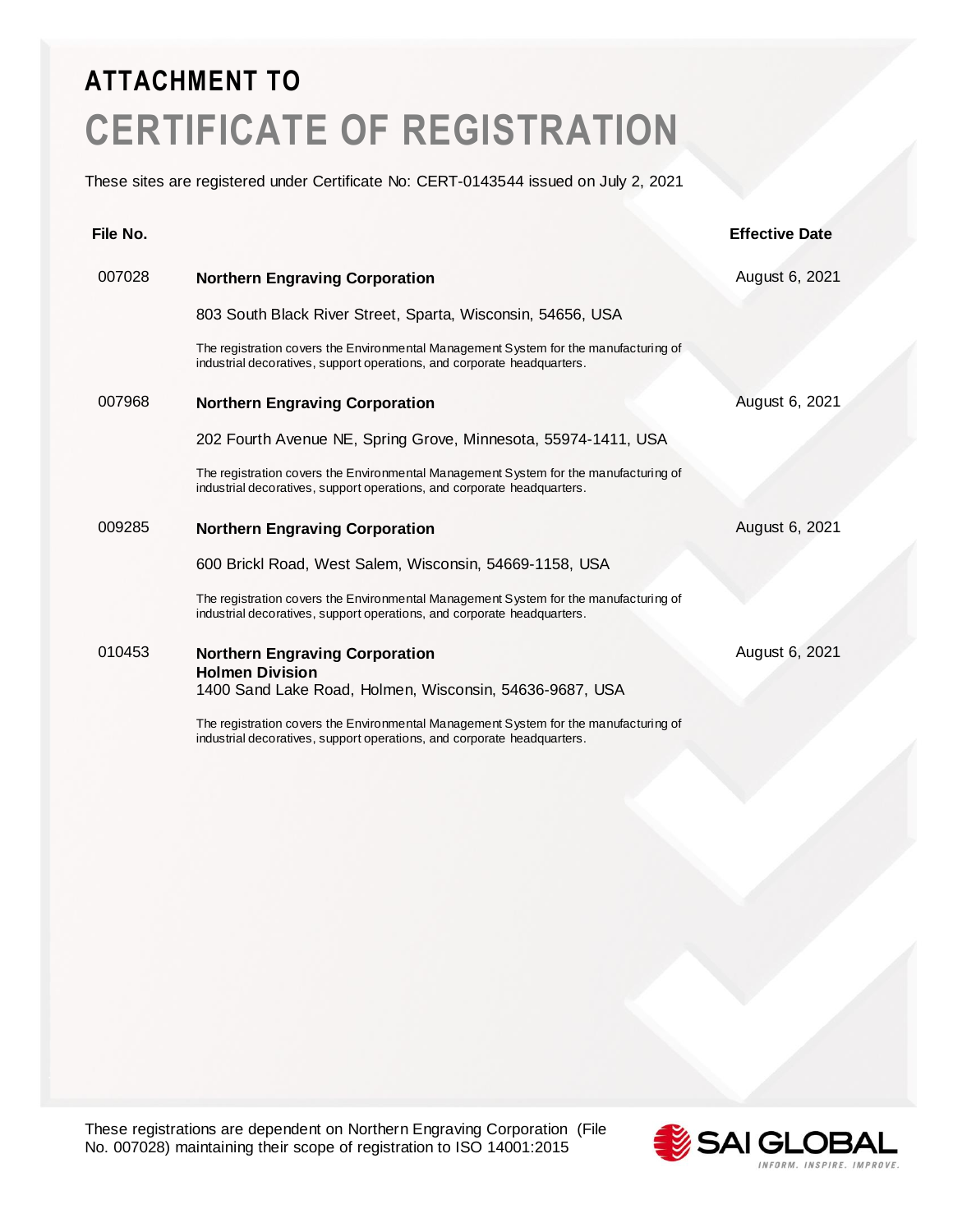# ATTACHMENT TO

# CERTIFICATE OF REGISTRATION

These sites are registered under Certificate No: CERT-0143544 issued on July 2, 2021

| File No. | | Effective Date |
|---|---|---|
| 007028 | **Northern Engraving Corporation**<br>803 South Black River Street, Sparta, Wisconsin, 54656, USA<br>The registration covers the Environmental Management System for the manufacturing of industrial decoratives, support operations, and corporate headquarters. | August 6, 2021 |
| 007968 | **Northern Engraving Corporation**<br>202 Fourth Avenue NE, Spring Grove, Minnesota, 55974-1411, USA<br>The registration covers the Environmental Management System for the manufacturing of industrial decoratives, support operations, and corporate headquarters. | August 6, 2021 |
| 009285 | **Northern Engraving Corporation**<br>600 Brickl Road, West Salem, Wisconsin, 54669-1158, USA<br>The registration covers the Environmental Management System for the manufacturing of industrial decoratives, support operations, and corporate headquarters. | August 6, 2021 |
| 010453 | **Northern Engraving Corporation**<br>**Holmen Division**<br>1400 Sand Lake Road, Holmen, Wisconsin, 54636-9687, USA<br>The registration covers the Environmental Management System for the manufacturing of industrial decoratives, support operations, and corporate headquarters. | August 6, 2021 |

These registrations are dependent on Northern Engraving Corporation (File No. 007028) maintaining their scope of registration to ISO 14001:2015

SAI GLOBAL
INFORM. INSPIRE. IMPROVE.